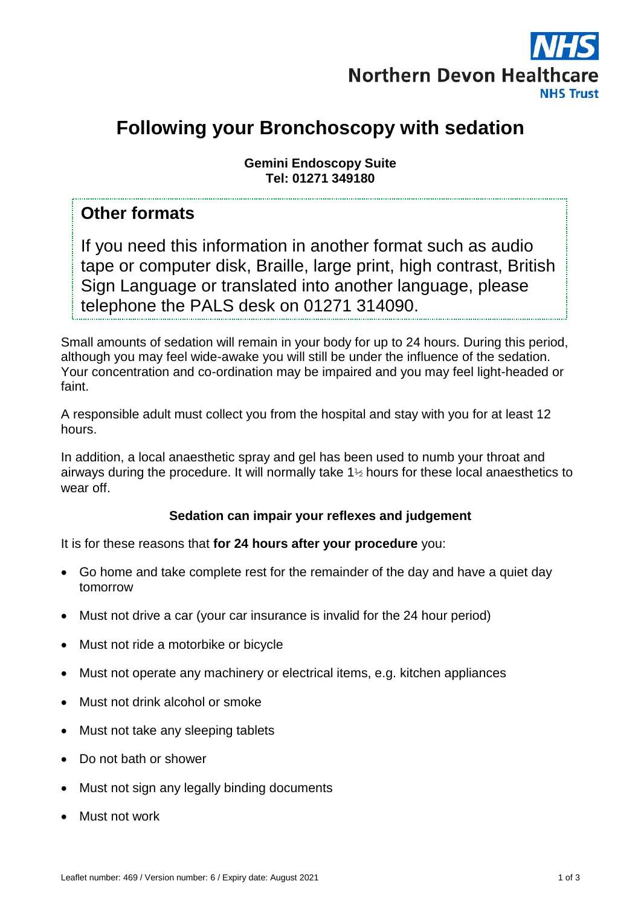Northern Devon Healthcare NHS Trust

# Following your Bronchoscopy with sedation

**Gemini Endoscopy Suite**
**Tel: 01271 349180**

## Other formats

If you need this information in another format such as audio tape or computer disk, Braille, large print, high contrast, British Sign Language or translated into another language, please telephone the PALS desk on 01271 314090.

Small amounts of sedation will remain in your body for up to 24 hours. During this period, although you may feel wide-awake you will still be under the influence of the sedation. Your concentration and co-ordination may be impaired and you may feel light-headed or faint.

A responsible adult must collect you from the hospital and stay with you for at least 12 hours.

In addition, a local anaesthetic spray and gel has been used to numb your throat and airways during the procedure. It will normally take 1½ hours for these local anaesthetics to wear off.

**Sedation can impair your reflexes and judgement**

It is for these reasons that **for 24 hours after your procedure** you:

- Go home and take complete rest for the remainder of the day and have a quiet day tomorrow
- Must not drive a car (your car insurance is invalid for the 24 hour period)
- Must not ride a motorbike or bicycle
- Must not operate any machinery or electrical items, e.g. kitchen appliances
- Must not drink alcohol or smoke
- Must not take any sleeping tablets
- Do not bath or shower
- Must not sign any legally binding documents
- Must not work

Leaflet number: 469 / Version number: 6 / Expiry date: August 2021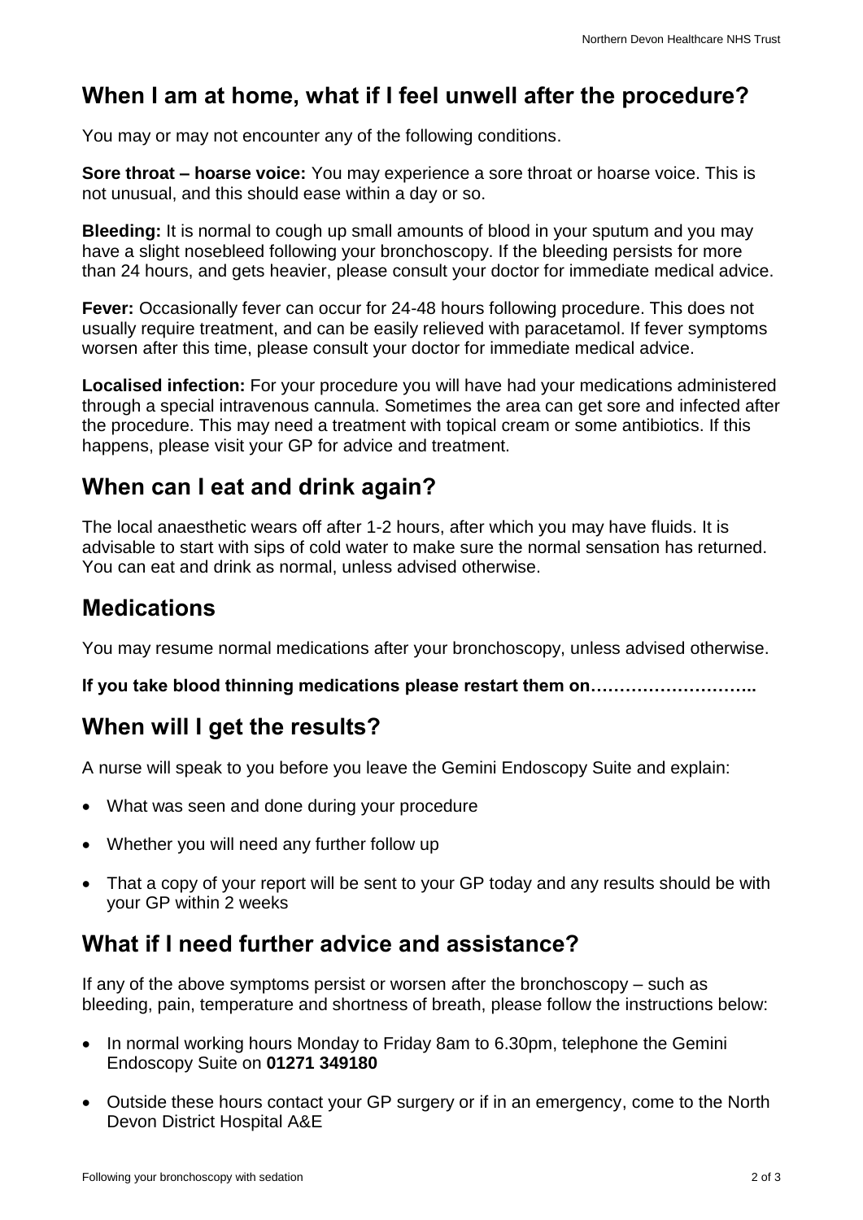## When I am at home, what if I feel unwell after the procedure?

You may or may not encounter any of the following conditions.

**Sore throat – hoarse voice:** You may experience a sore throat or hoarse voice. This is not unusual, and this should ease within a day or so.

**Bleeding:** It is normal to cough up small amounts of blood in your sputum and you may have a slight nosebleed following your bronchoscopy. If the bleeding persists for more than 24 hours, and gets heavier, please consult your doctor for immediate medical advice.

**Fever:** Occasionally fever can occur for 24-48 hours following procedure. This does not usually require treatment, and can be easily relieved with paracetamol. If fever symptoms worsen after this time, please consult your doctor for immediate medical advice.

**Localised infection:** For your procedure you will have had your medications administered through a special intravenous cannula. Sometimes the area can get sore and infected after the procedure. This may need a treatment with topical cream or some antibiotics. If this happens, please visit your GP for advice and treatment.

## When can I eat and drink again?

The local anaesthetic wears off after 1-2 hours, after which you may have fluids. It is advisable to start with sips of cold water to make sure the normal sensation has returned. You can eat and drink as normal, unless advised otherwise.

## Medications

You may resume normal medications after your bronchoscopy, unless advised otherwise.

**If you take blood thinning medications please restart them on………………………..**

## When will I get the results?

A nurse will speak to you before you leave the Gemini Endoscopy Suite and explain:

- What was seen and done during your procedure
- Whether you will need any further follow up
- That a copy of your report will be sent to your GP today and any results should be with your GP within 2 weeks

## What if I need further advice and assistance?

If any of the above symptoms persist or worsen after the bronchoscopy – such as bleeding, pain, temperature and shortness of breath, please follow the instructions below:

- In normal working hours Monday to Friday 8am to 6.30pm, telephone the Gemini Endoscopy Suite on **01271 349180**
- Outside these hours contact your GP surgery or if in an emergency, come to the North Devon District Hospital A&E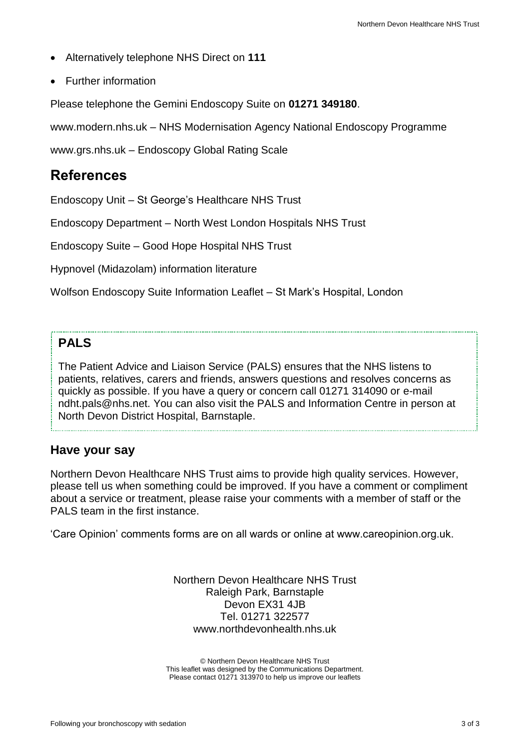- Alternatively telephone NHS Direct on **111**
- Further information

Please telephone the Gemini Endoscopy Suite on **01271 349180**.

www.modern.nhs.uk – NHS Modernisation Agency National Endoscopy Programme

www.grs.nhs.uk – Endoscopy Global Rating Scale

## References

Endoscopy Unit – St George's Healthcare NHS Trust

Endoscopy Department – North West London Hospitals NHS Trust

Endoscopy Suite – Good Hope Hospital NHS Trust

Hypnovel (Midazolam) information literature

Wolfson Endoscopy Suite Information Leaflet – St Mark's Hospital, London

## PALS

The Patient Advice and Liaison Service (PALS) ensures that the NHS listens to patients, relatives, carers and friends, answers questions and resolves concerns as quickly as possible. If you have a query or concern call 01271 314090 or e-mail ndht.pals@nhs.net. You can also visit the PALS and Information Centre in person at North Devon District Hospital, Barnstaple.

### Have your say

Northern Devon Healthcare NHS Trust aims to provide high quality services. However, please tell us when something could be improved. If you have a comment or compliment about a service or treatment, please raise your comments with a member of staff or the PALS team in the first instance.

'Care Opinion' comments forms are on all wards or online at www.careopinion.org.uk.

Northern Devon Healthcare NHS Trust
Raleigh Park, Barnstaple
Devon EX31 4JB
Tel. 01271 322577
www.northdevonhealth.nhs.uk

© Northern Devon Healthcare NHS Trust
This leaflet was designed by the Communications Department.
Please contact 01271 313970 to help us improve our leaflets